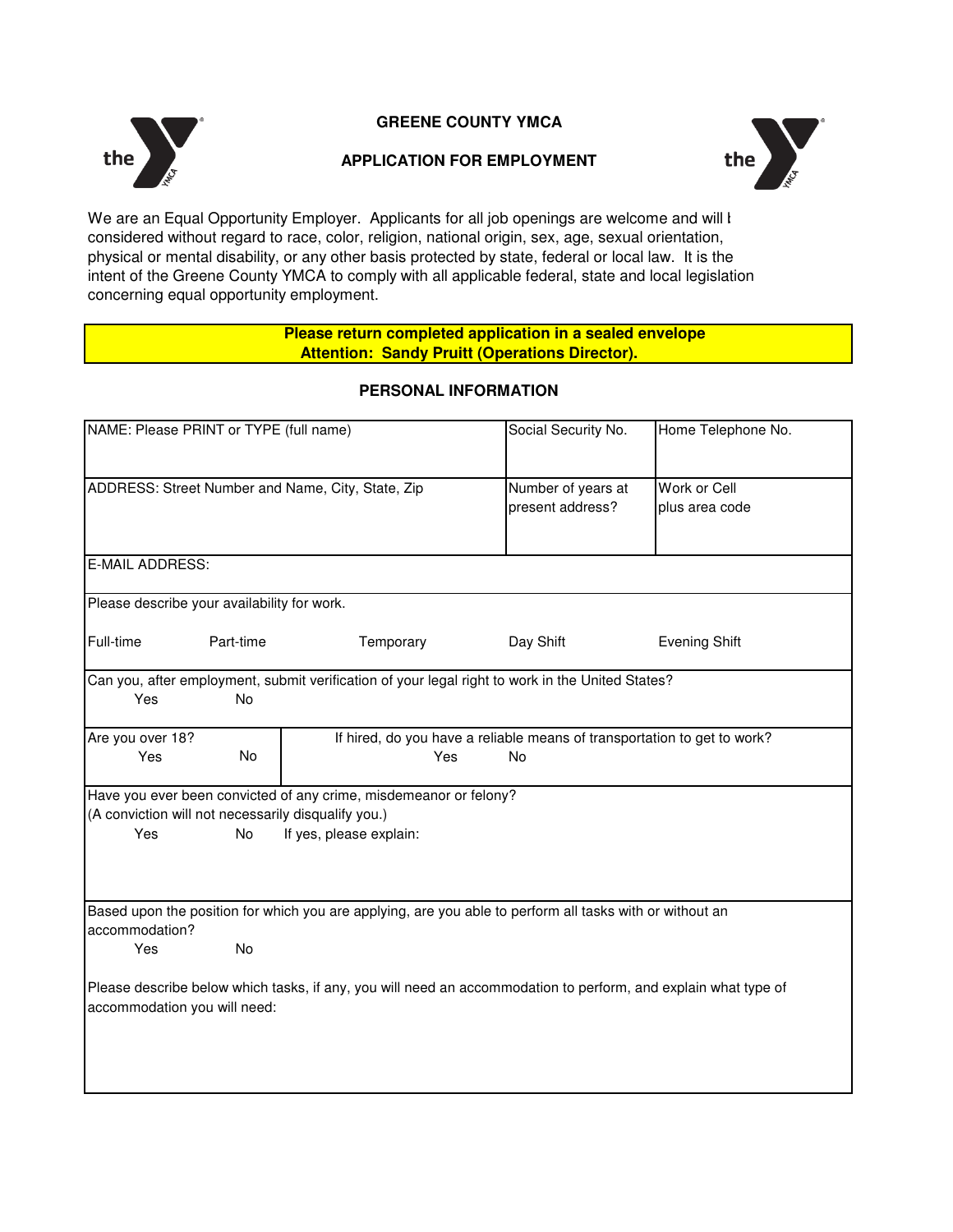# GREENE COUNTY YMCA

## APPLICATION FOR EMPLOYMENT

We are an Equal Opportunity Employer. Applicants for all job openings are welcome and will b considered without regard to race, color, religion, national origin, sex, age, sexual orientation, physical or mental disability, or any other basis protected by state, federal or local law. It is the intent of the Greene County YMCA to comply with all applicable federal, state and local legislation concerning equal opportunity employment.

**Please return completed application in a sealed envelope**
**Attention: Sandy Pruitt (Operations Director).**

### PERSONAL INFORMATION

| NAME: Please PRINT or TYPE (full name) | Social Security No. | Home Telephone No. |
|---|---|---|
| ADDRESS: Street Number and Name, City, State, Zip | Number of years at present address? | Work or Cell plus area code |

E-MAIL ADDRESS:

Please describe your availability for work.

Full-time Part-time Temporary Day Shift Evening Shift

Can you, after employment, submit verification of your legal right to work in the United States?
Yes No

Are you over 18?
Yes No

If hired, do you have a reliable means of transportation to get to work?
Yes No

Have you ever been convicted of any crime, misdemeanor or felony?
(A conviction will not necessarily disqualify you.)
Yes No If yes, please explain:

Based upon the position for which you are applying, are you able to perform all tasks with or without an accommodation?
Yes No

Please describe below which tasks, if any, you will need an accommodation to perform, and explain what type of accommodation you will need: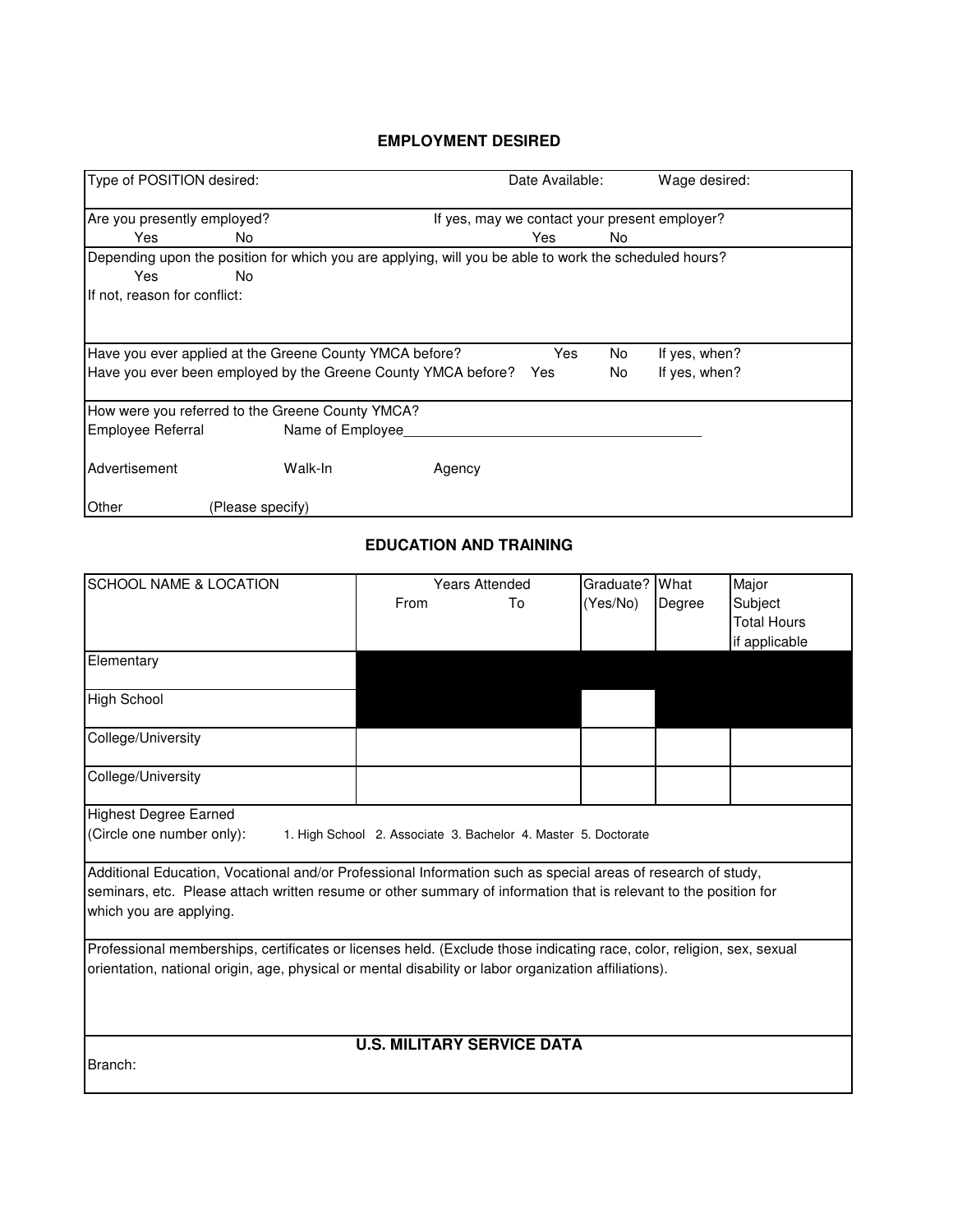## EMPLOYMENT DESIRED

Type of POSITION desired: Date Available: Wage desired:

Are you presently employed? Yes No

If yes, may we contact your present employer? Yes No

Depending upon the position for which you are applying, will you be able to work the scheduled hours? Yes No

If not, reason for conflict:

Have you ever applied at the Greene County YMCA before? Yes No If yes, when?

Have you ever been employed by the Greene County YMCA before? Yes No If yes, when?

How were you referred to the Greene County YMCA?

Employee Referral Name of Employee\_\_\_\_\_\_\_\_\_\_\_\_\_\_\_\_\_\_\_\_\_\_\_\_\_\_\_\_\_\_\_\_\_\_\_\_\_\_\_\_

Advertisement Walk-In Agency

Other (Please specify)

## EDUCATION AND TRAINING

| SCHOOL NAME & LOCATION | Years Attended From | Years Attended To | Graduate? (Yes/No) | What Degree | Major Subject Total Hours if applicable |
|---|---|---|---|---|---|
| Elementary | | | | | |
| High School | | | | | |
| College/University | | | | | |
| College/University | | | | | |

Highest Degree Earned
(Circle one number only): 1. High School 2. Associate 3. Bachelor 4. Master 5. Doctorate

Additional Education, Vocational and/or Professional Information such as special areas of research of study, seminars, etc. Please attach written resume or other summary of information that is relevant to the position for which you are applying.

Professional memberships, certificates or licenses held. (Exclude those indicating race, color, religion, sex, sexual orientation, national origin, age, physical or mental disability or labor organization affiliations).

## U.S. MILITARY SERVICE DATA

Branch: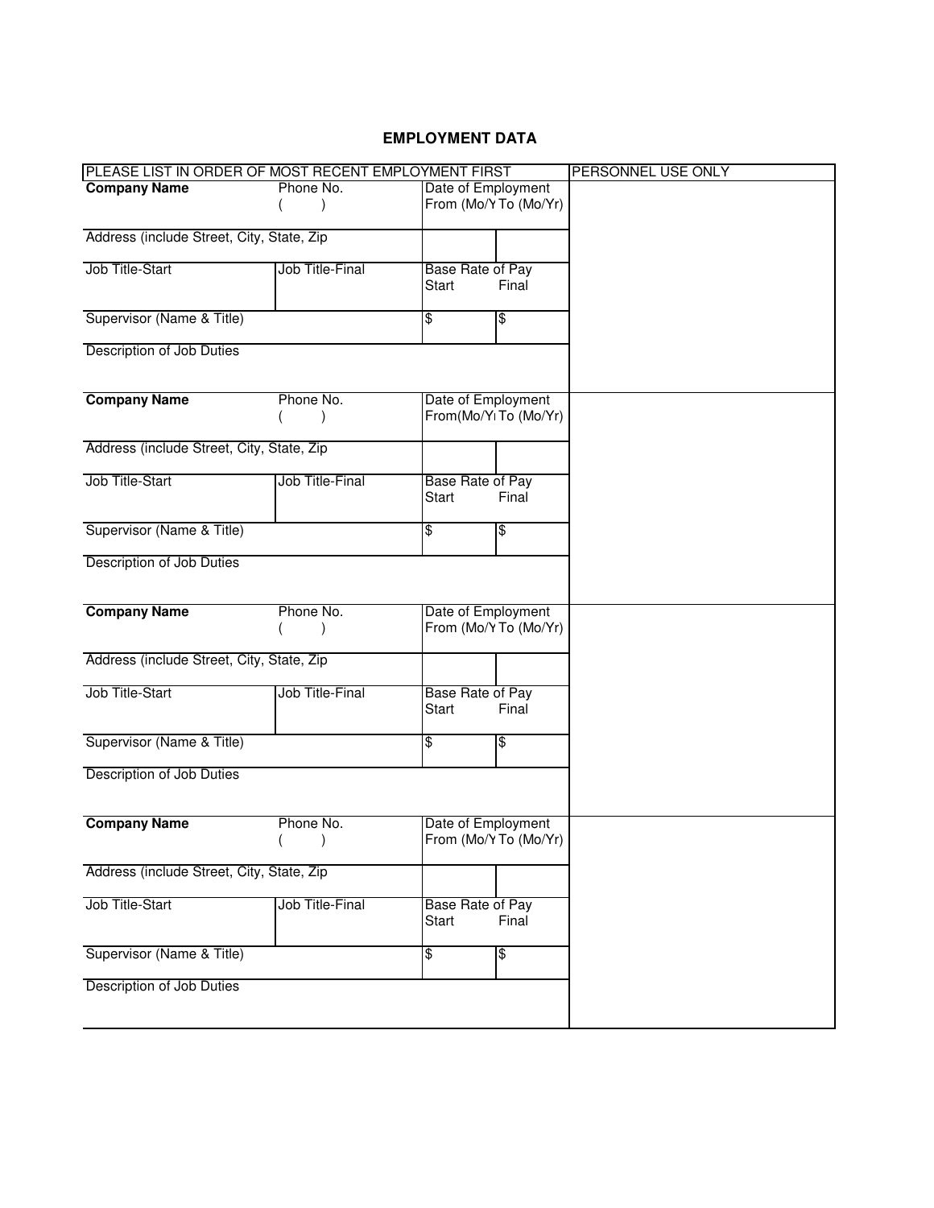# EMPLOYMENT DATA

| PLEASE LIST IN ORDER OF MOST RECENT EMPLOYMENT FIRST | | | | PERSONNEL USE ONLY |
|---|---|---|---|---|
| **Company Name** | Phone No. ( ) | Date of Employment From (Mo/Y | To (Mo/Yr) | |
| Address (include Street, City, State, Zip | | | | |
| Job Title-Start | Job Title-Final | Base Rate of Pay Start | Final | |
| Supervisor (Name & Title) | | $ | $ | |
| Description of Job Duties | | | | |
| **Company Name** | Phone No. ( ) | Date of Employment From(Mo/Yı | To (Mo/Yr) | |
| Address (include Street, City, State, Zip | | | | |
| Job Title-Start | Job Title-Final | Base Rate of Pay Start | Final | |
| Supervisor (Name & Title) | | $ | $ | |
| Description of Job Duties | | | | |
| **Company Name** | Phone No. ( ) | Date of Employment From (Mo/Y | To (Mo/Yr) | |
| Address (include Street, City, State, Zip | | | | |
| Job Title-Start | Job Title-Final | Base Rate of Pay Start | Final | |
| Supervisor (Name & Title) | | $ | $ | |
| Description of Job Duties | | | | |
| **Company Name** | Phone No. ( ) | Date of Employment From (Mo/Y | To (Mo/Yr) | |
| Address (include Street, City, State, Zip | | | | |
| Job Title-Start | Job Title-Final | Base Rate of Pay Start | Final | |
| Supervisor (Name & Title) | | $ | $ | |
| Description of Job Duties | | | | |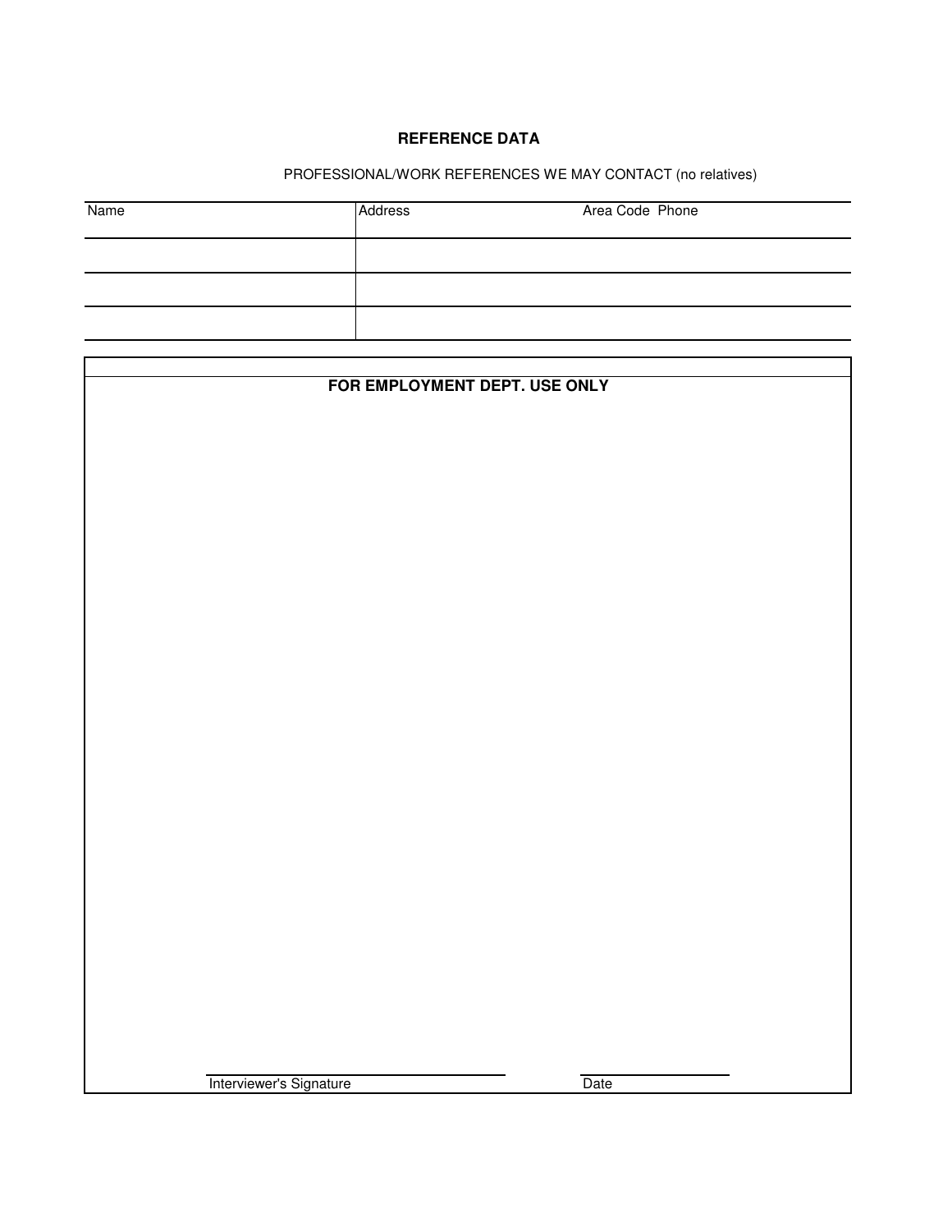## REFERENCE DATA

PROFESSIONAL/WORK REFERENCES WE MAY CONTACT (no relatives)

| Name | Address | Area Code Phone |
| --- | --- | --- |
| | | |
| | | |
| | | |

**FOR EMPLOYMENT DEPT. USE ONLY**

Interviewer's Signature

Date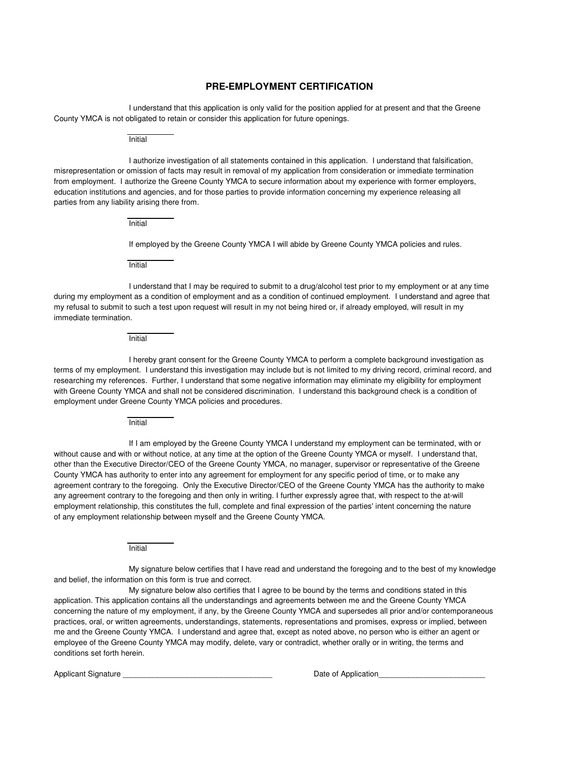## PRE-EMPLOYMENT CERTIFICATION

I understand that this application is only valid for the position applied for at present and that the Greene County YMCA is not obligated to retain or consider this application for future openings.

\_\_\_\_\_\_\_\_\_\_
Initial

I authorize investigation of all statements contained in this application. I understand that falsification, misrepresentation or omission of facts may result in removal of my application from consideration or immediate termination from employment. I authorize the Greene County YMCA to secure information about my experience with former employers, education institutions and agencies, and for those parties to provide information concerning my experience releasing all parties from any liability arising there from.

\_\_\_\_\_\_\_\_\_\_
Initial

If employed by the Greene County YMCA I will abide by Greene County YMCA policies and rules.

\_\_\_\_\_\_\_\_\_\_
Initial

I understand that I may be required to submit to a drug/alcohol test prior to my employment or at any time during my employment as a condition of employment and as a condition of continued employment. I understand and agree that my refusal to submit to such a test upon request will result in my not being hired or, if already employed, will result in my immediate termination.

\_\_\_\_\_\_\_\_\_\_
Initial

I hereby grant consent for the Greene County YMCA to perform a complete background investigation as terms of my employment. I understand this investigation may include but is not limited to my driving record, criminal record, and researching my references. Further, I understand that some negative information may eliminate my eligibility for employment with Greene County YMCA and shall not be considered discrimination. I understand this background check is a condition of employment under Greene County YMCA policies and procedures.

\_\_\_\_\_\_\_\_\_\_
Initial

If I am employed by the Greene County YMCA I understand my employment can be terminated, with or without cause and with or without notice, at any time at the option of the Greene County YMCA or myself. I understand that, other than the Executive Director/CEO of the Greene County YMCA, no manager, supervisor or representative of the Greene County YMCA has authority to enter into any agreement for employment for any specific period of time, or to make any agreement contrary to the foregoing. Only the Executive Director/CEO of the Greene County YMCA has the authority to make any agreement contrary to the foregoing and then only in writing. I further expressly agree that, with respect to the at-will employment relationship, this constitutes the full, complete and final expression of the parties' intent concerning the nature of any employment relationship between myself and the Greene County YMCA.

\_\_\_\_\_\_\_\_\_\_
Initial

My signature below certifies that I have read and understand the foregoing and to the best of my knowledge and belief, the information on this form is true and correct.

My signature below also certifies that I agree to be bound by the terms and conditions stated in this application. This application contains all the understandings and agreements between me and the Greene County YMCA concerning the nature of my employment, if any, by the Greene County YMCA and supersedes all prior and/or contemporaneous practices, oral, or written agreements, understandings, statements, representations and promises, express or implied, between me and the Greene County YMCA. I understand and agree that, except as noted above, no person who is either an agent or employee of the Greene County YMCA may modify, delete, vary or contradict, whether orally or in writing, the terms and conditions set forth herein.

Applicant Signature \_\_\_\_\_\_\_\_\_\_\_\_\_\_\_\_\_\_\_\_\_\_\_\_\_\_\_\_\_\_\_\_\_\_\_ Date of Application\_\_\_\_\_\_\_\_\_\_\_\_\_\_\_\_\_\_\_\_\_\_\_\_\_